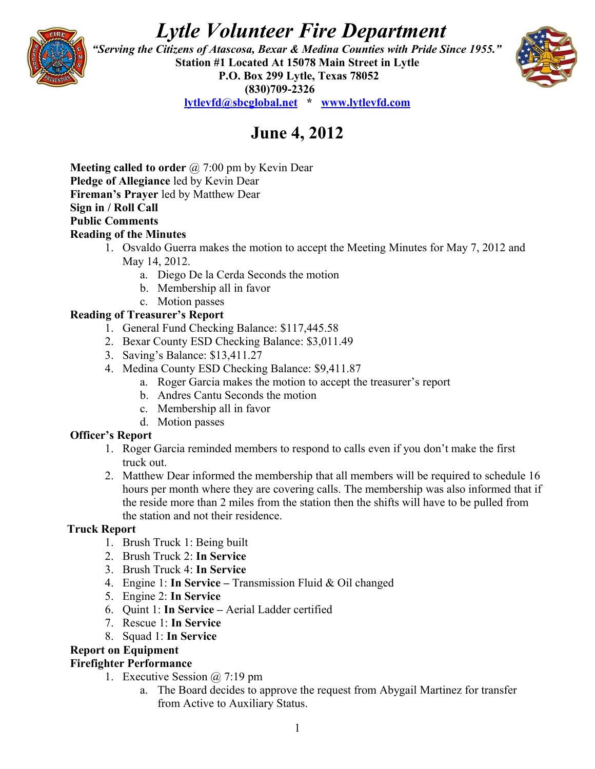# *Lytle Volunteer Fire Department*

***"Serving the Citizens of Atascosa, Bexar & Medina Counties with Pride Since 1955."***
**Station #1 Located At 15078 Main Street in Lytle**
**P.O. Box 299 Lytle, Texas 78052**
**(830)709-2326**
**lytlevfd@sbcglobal.net * www.lytlevfd.com**

## June 4, 2012

**Meeting called to order** @ 7:00 pm by Kevin Dear
**Pledge of Allegiance** led by Kevin Dear
**Fireman's Prayer** led by Matthew Dear
**Sign in / Roll Call**
**Public Comments**
**Reading of the Minutes**

1. Osvaldo Guerra makes the motion to accept the Meeting Minutes for May 7, 2012 and May 14, 2012.
   a. Diego De la Cerda Seconds the motion
   b. Membership all in favor
   c. Motion passes

**Reading of Treasurer's Report**

1. General Fund Checking Balance: $117,445.58
2. Bexar County ESD Checking Balance: $3,011.49
3. Saving's Balance: $13,411.27
4. Medina County ESD Checking Balance: $9,411.87
   a. Roger Garcia makes the motion to accept the treasurer's report
   b. Andres Cantu Seconds the motion
   c. Membership all in favor
   d. Motion passes

**Officer's Report**

1. Roger Garcia reminded members to respond to calls even if you don't make the first truck out.
2. Matthew Dear informed the membership that all members will be required to schedule 16 hours per month where they are covering calls. The membership was also informed that if the reside more than 2 miles from the station then the shifts will have to be pulled from the station and not their residence.

**Truck Report**

1. Brush Truck 1: Being built
2. Brush Truck 2: **In Service**
3. Brush Truck 4: **In Service**
4. Engine 1: **In Service –** Transmission Fluid & Oil changed
5. Engine 2: **In Service**
6. Quint 1: **In Service –** Aerial Ladder certified
7. Rescue 1: **In Service**
8. Squad 1: **In Service**

**Report on Equipment**
**Firefighter Performance**

1. Executive Session @ 7:19 pm
   a. The Board decides to approve the request from Abygail Martinez for transfer from Active to Auxiliary Status.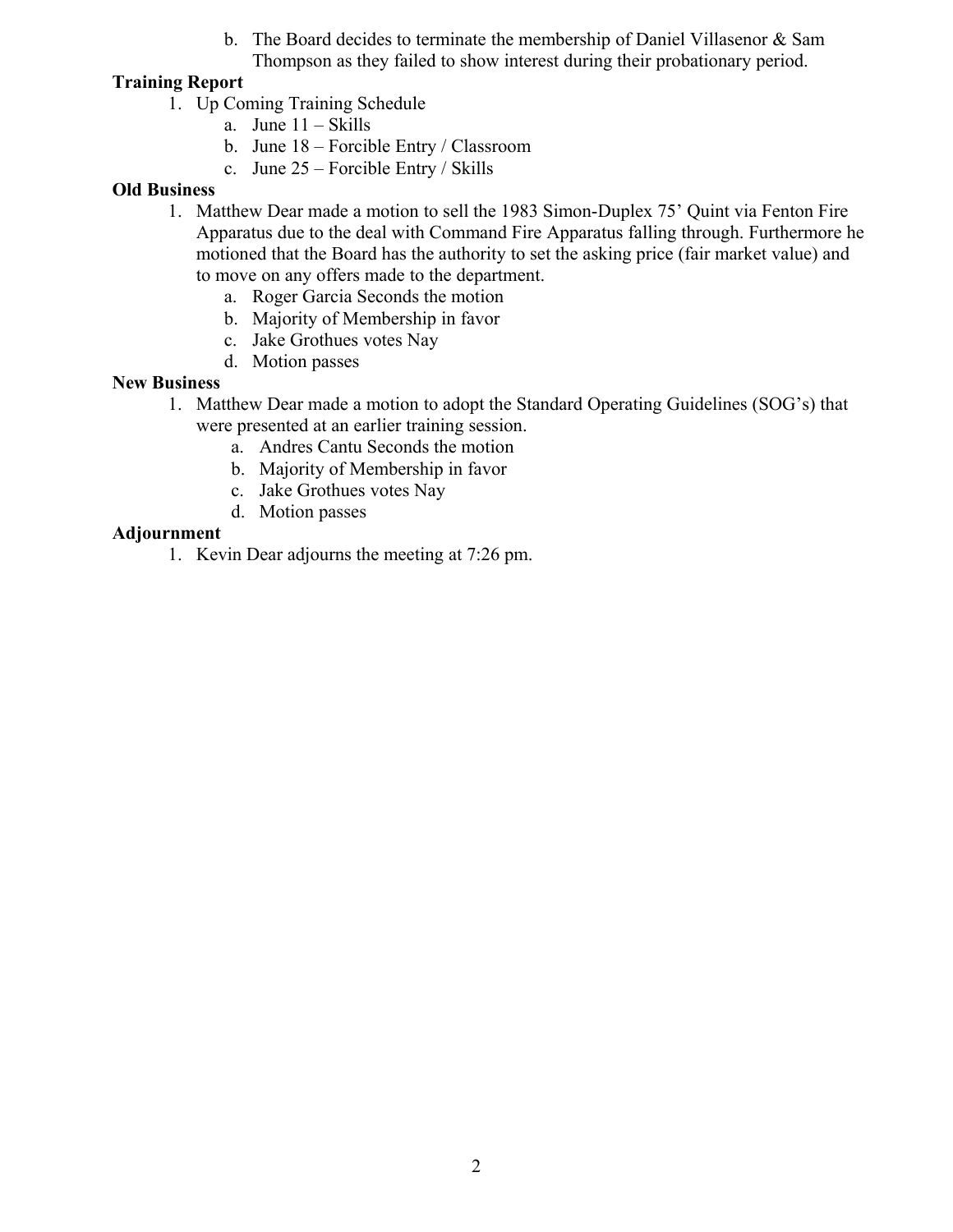b. The Board decides to terminate the membership of Daniel Villasenor & Sam Thompson as they failed to show interest during their probationary period.

**Training Report**

1. Up Coming Training Schedule
   a. June 11 – Skills
   b. June 18 – Forcible Entry / Classroom
   c. June 25 – Forcible Entry / Skills

**Old Business**

1. Matthew Dear made a motion to sell the 1983 Simon-Duplex 75' Quint via Fenton Fire Apparatus due to the deal with Command Fire Apparatus falling through. Furthermore he motioned that the Board has the authority to set the asking price (fair market value) and to move on any offers made to the department.
   a. Roger Garcia Seconds the motion
   b. Majority of Membership in favor
   c. Jake Grothues votes Nay
   d. Motion passes

**New Business**

1. Matthew Dear made a motion to adopt the Standard Operating Guidelines (SOG's) that were presented at an earlier training session.
   a. Andres Cantu Seconds the motion
   b. Majority of Membership in favor
   c. Jake Grothues votes Nay
   d. Motion passes

**Adjournment**

1. Kevin Dear adjourns the meeting at 7:26 pm.